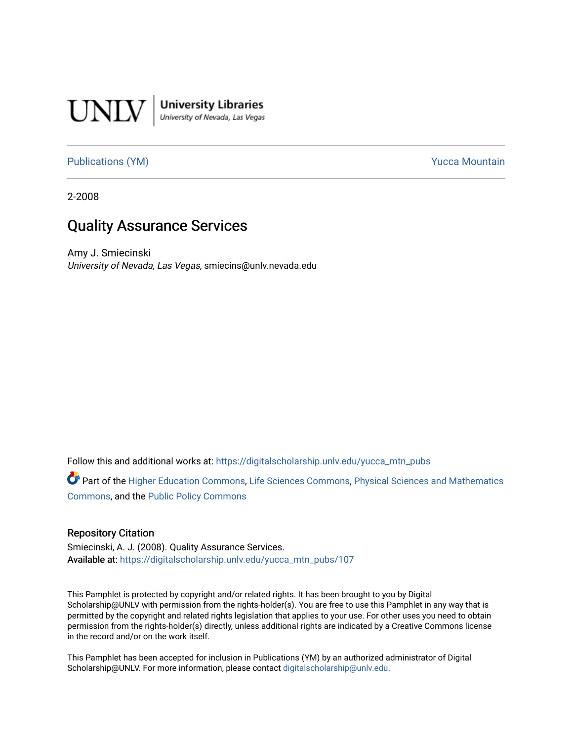UNLV | University Libraries
University of Nevada, Las Vegas

Publications (YM) | Yucca Mountain

2-2008

# Quality Assurance Services

Amy J. Smiecinski
*University of Nevada, Las Vegas*, smiecins@unlv.nevada.edu

Follow this and additional works at: https://digitalscholarship.unlv.edu/yucca_mtn_pubs

Part of the Higher Education Commons, Life Sciences Commons, Physical Sciences and Mathematics Commons, and the Public Policy Commons

## Repository Citation

Smiecinski, A. J. (2008). Quality Assurance Services.
Available at: https://digitalscholarship.unlv.edu/yucca_mtn_pubs/107

This Pamphlet is protected by copyright and/or related rights. It has been brought to you by Digital Scholarship@UNLV with permission from the rights-holder(s). You are free to use this Pamphlet in any way that is permitted by the copyright and related rights legislation that applies to your use. For other uses you need to obtain permission from the rights-holder(s) directly, unless additional rights are indicated by a Creative Commons license in the record and/or on the work itself.

This Pamphlet has been accepted for inclusion in Publications (YM) by an authorized administrator of Digital Scholarship@UNLV. For more information, please contact digitalscholarship@unlv.edu.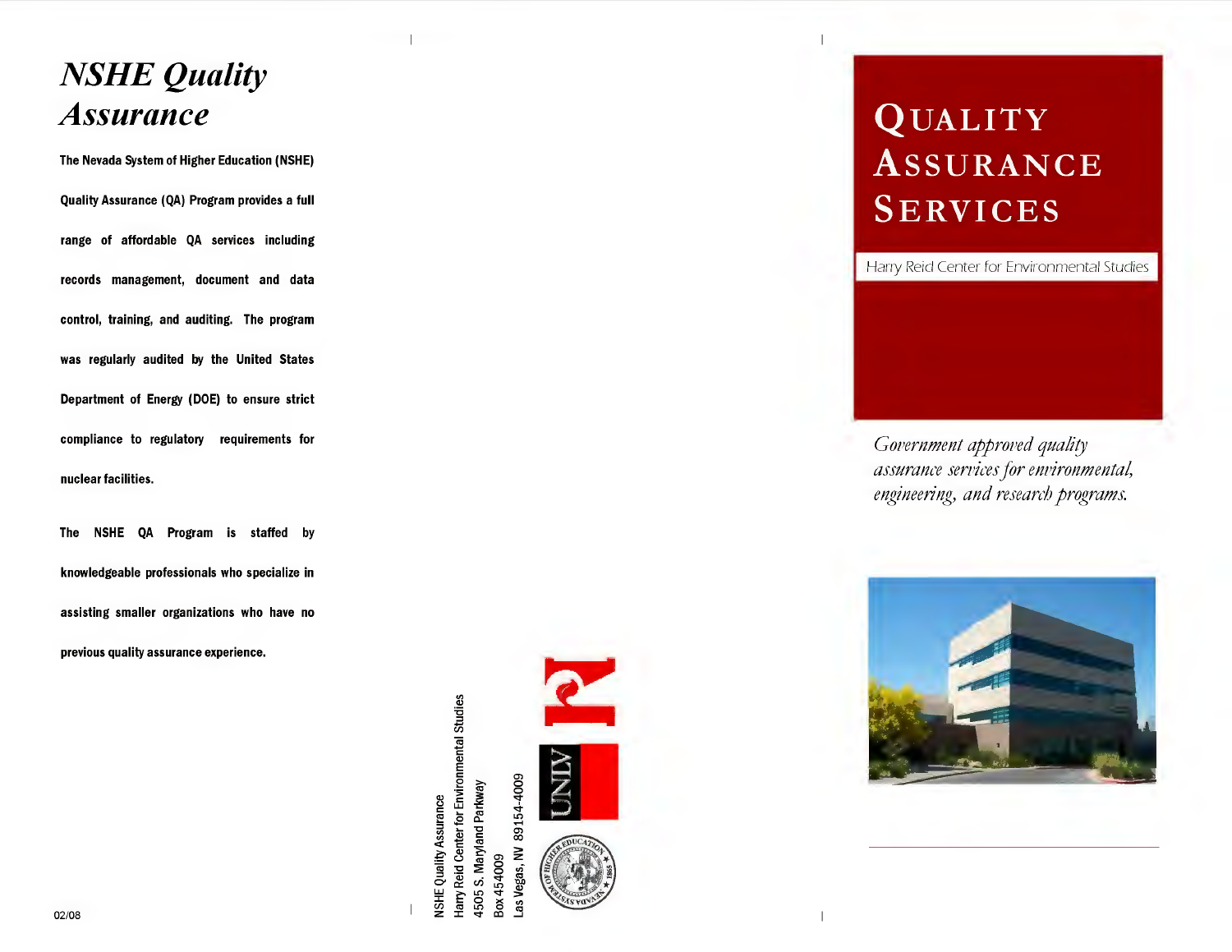# *NSHE Quality Assurance*

**The Nevada System of Higher Education (NSHE) Quality Assurance (QA) Program provides a full range of affordable QA services including records management, document and data control, training, and auditing. The program was regularly audited by the United States Department of Energy (DOE) to ensure strict compliance to regulatory requirements for nuclear facilities.**

**The NSHE QA Program is staffed by knowledgeable professionals who specialize in assisting smaller organizations who have no previous quality assurance experience.**

02/08

NSHE Quality Assurance
Harry Reid Center for Environmental Studies
4505 S. Maryland Parkway
Box 454009
Las Vegas, NV 89154-4009

# QUALITY ASSURANCE SERVICES

Harry Reid Center for Environmental Studies

*Government approved quality assurance services for environmental, engineering, and research programs.*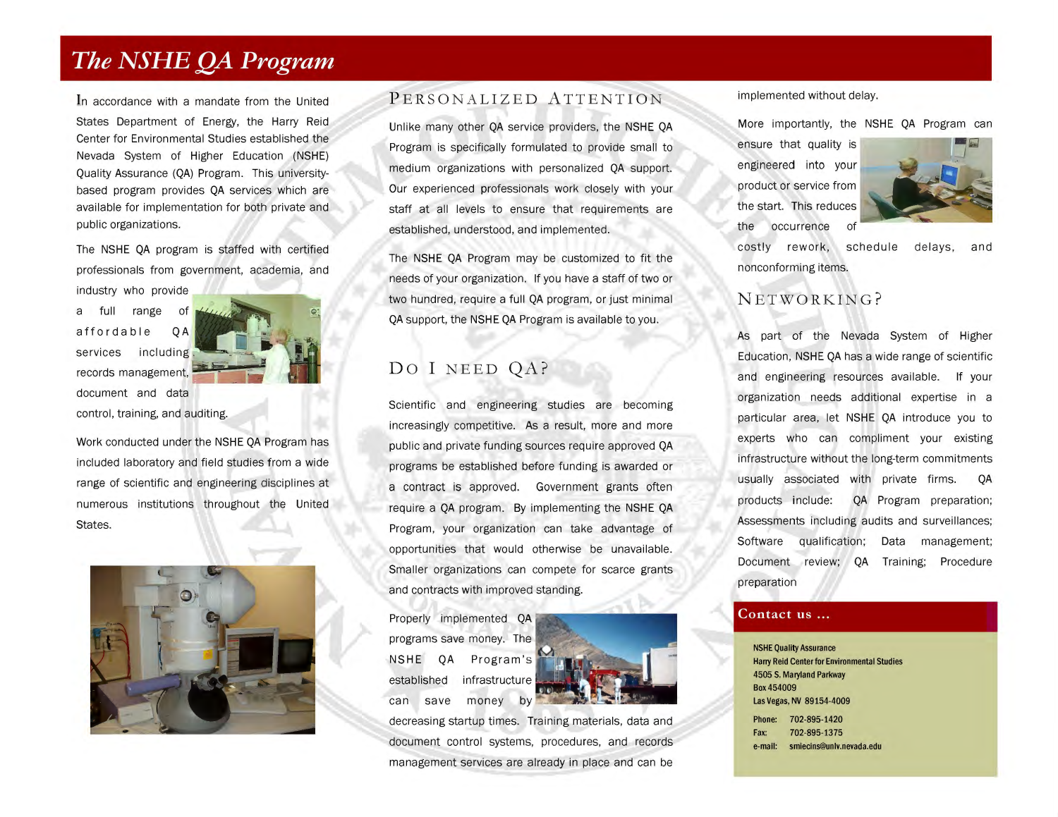# The NSHE QA Program

In accordance with a mandate from the United States Department of Energy, the Harry Reid Center for Environmental Studies established the Nevada System of Higher Education (NSHE) Quality Assurance (QA) Program. This university-based program provides QA services which are available for implementation for both private and public organizations.

The NSHE QA program is staffed with certified professionals from government, academia, and industry who provide a full range of affordable QA services including records management, document and data control, training, and auditing.

Work conducted under the NSHE QA Program has included laboratory and field studies from a wide range of scientific and engineering disciplines at numerous institutions throughout the United States.

## Personalized Attention

Unlike many other QA service providers, the NSHE QA Program is specifically formulated to provide small to medium organizations with personalized QA support. Our experienced professionals work closely with your staff at all levels to ensure that requirements are established, understood, and implemented.

The NSHE QA Program may be customized to fit the needs of your organization. If you have a staff of two or two hundred, require a full QA program, or just minimal QA support, the NSHE QA Program is available to you.

## Do I Need QA?

Scientific and engineering studies are becoming increasingly competitive. As a result, more and more public and private funding sources require approved QA programs be established before funding is awarded or a contract is approved. Government grants often require a QA program. By implementing the NSHE QA Program, your organization can take advantage of opportunities that would otherwise be unavailable. Smaller organizations can compete for scarce grants and contracts with improved standing.

Properly implemented QA programs save money. The NSHE QA Program's established infrastructure can save money by decreasing startup times. Training materials, data and document control systems, procedures, and records management services are already in place and can be implemented without delay.

More importantly, the NSHE QA Program can ensure that quality is engineered into your product or service from the start. This reduces the occurrence of costly rework, schedule delays, and nonconforming items.

## Networking?

As part of the Nevada System of Higher Education, NSHE QA has a wide range of scientific and engineering resources available. If your organization needs additional expertise in a particular area, let NSHE QA introduce you to experts who can compliment your existing infrastructure without the long-term commitments usually associated with private firms. QA products include: QA Program preparation; Assessments including audits and surveillances; Software qualification; Data management; Document review; QA Training; Procedure preparation

## Contact us ...

**NSHE Quality Assurance**
**Harry Reid Center for Environmental Studies**
**4505 S. Maryland Parkway**
**Box 454009**
**Las Vegas, NV 89154-4009**

**Phone:** 702-895-1420
**Fax:** 702-895-1375
**e-mail:** smiecins@unlv.nevada.edu